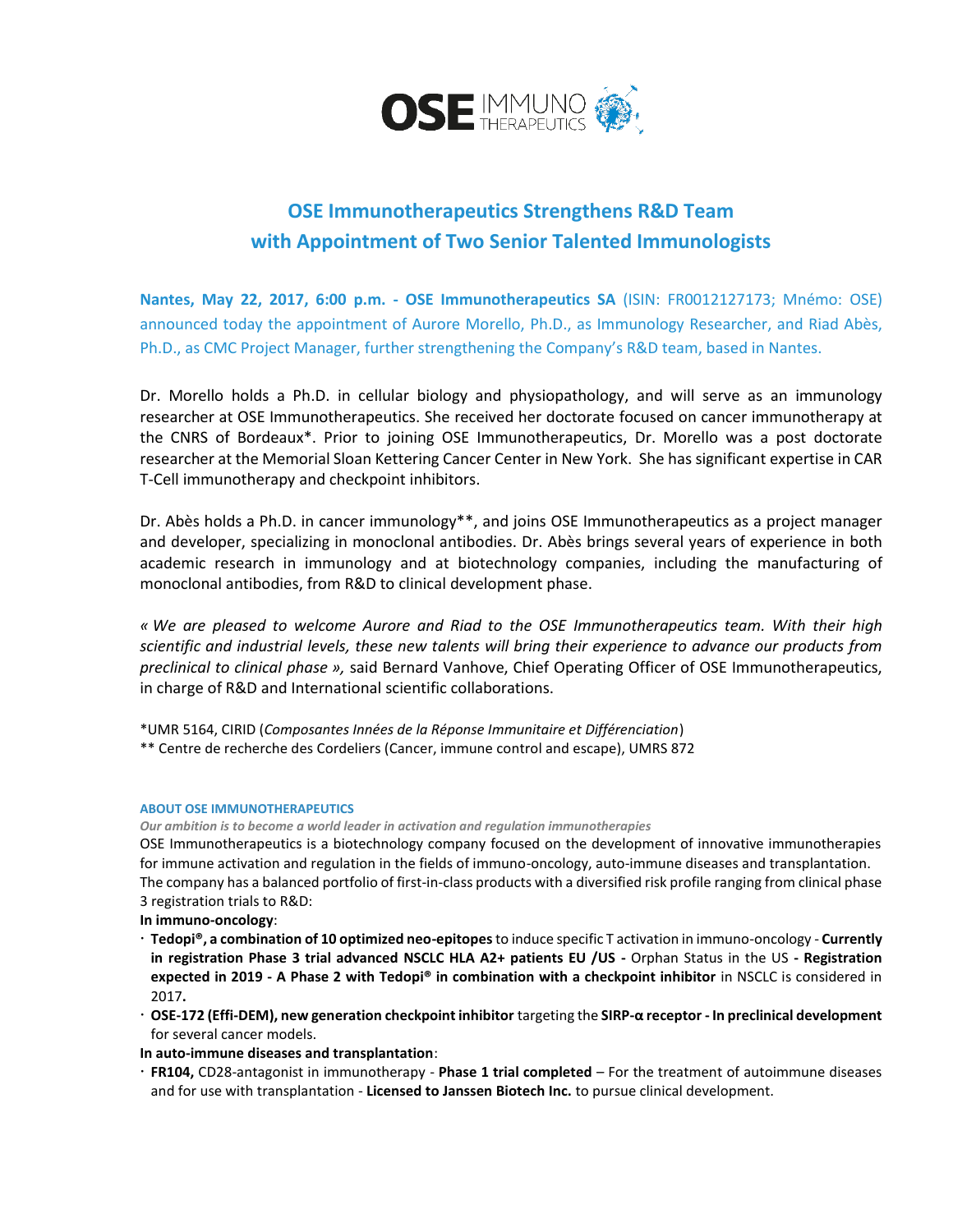# OSE Immunotherapeutics Strengthens R&D Team with Appointment of Two Senior Talented Immunologists

**Nantes, May 22, 2017, 6:00 p.m. - OSE Immunotherapeutics SA** (ISIN: FR0012127173; Mnémo: OSE) announced today the appointment of Aurore Morello, Ph.D., as Immunology Researcher, and Riad Abès, Ph.D., as CMC Project Manager, further strengthening the Company's R&D team, based in Nantes.

Dr. Morello holds a Ph.D. in cellular biology and physiopathology, and will serve as an immunology researcher at OSE Immunotherapeutics. She received her doctorate focused on cancer immunotherapy at the CNRS of Bordeaux*. Prior to joining OSE Immunotherapeutics, Dr. Morello was a post doctorate researcher at the Memorial Sloan Kettering Cancer Center in New York. She has significant expertise in CAR T-Cell immunotherapy and checkpoint inhibitors.

Dr. Abès holds a Ph.D. in cancer immunology**, and joins OSE Immunotherapeutics as a project manager and developer, specializing in monoclonal antibodies. Dr. Abès brings several years of experience in both academic research in immunology and at biotechnology companies, including the manufacturing of monoclonal antibodies, from R&D to clinical development phase.

*« We are pleased to welcome Aurore and Riad to the OSE Immunotherapeutics team. With their high scientific and industrial levels, these new talents will bring their experience to advance our products from preclinical to clinical phase »,* said Bernard Vanhove, Chief Operating Officer of OSE Immunotherapeutics, in charge of R&D and International scientific collaborations.

*UMR 5164, CIRID (*Composantes Innées de la Réponse Immunitaire et Différenciation*)
** Centre de recherche des Cordeliers (Cancer, immune control and escape), UMRS 872

### ABOUT OSE IMMUNOTHERAPEUTICS

***Our ambition is to become a world leader in activation and regulation immunotherapies***

OSE Immunotherapeutics is a biotechnology company focused on the development of innovative immunotherapies for immune activation and regulation in the fields of immuno-oncology, auto-immune diseases and transplantation. The company has a balanced portfolio of first-in-class products with a diversified risk profile ranging from clinical phase 3 registration trials to R&D:

**In immuno-oncology**:

- **Tedopi®, a combination of 10 optimized neo-epitopes** to induce specific T activation in immuno-oncology - **Currently in registration Phase 3 trial advanced NSCLC HLA A2+ patients EU /US -** Orphan Status in the US **- Registration expected in 2019 - A Phase 2 with Tedopi® in combination with a checkpoint inhibitor** in NSCLC is considered in 2017**.**
- **OSE-172 (Effi-DEM), new generation checkpoint inhibitor** targeting the **SIRP-α receptor - In preclinical development** for several cancer models.

**In auto-immune diseases and transplantation**:

- **FR104,** CD28-antagonist in immunotherapy - **Phase 1 trial completed** – For the treatment of autoimmune diseases and for use with transplantation - **Licensed to Janssen Biotech Inc.** to pursue clinical development.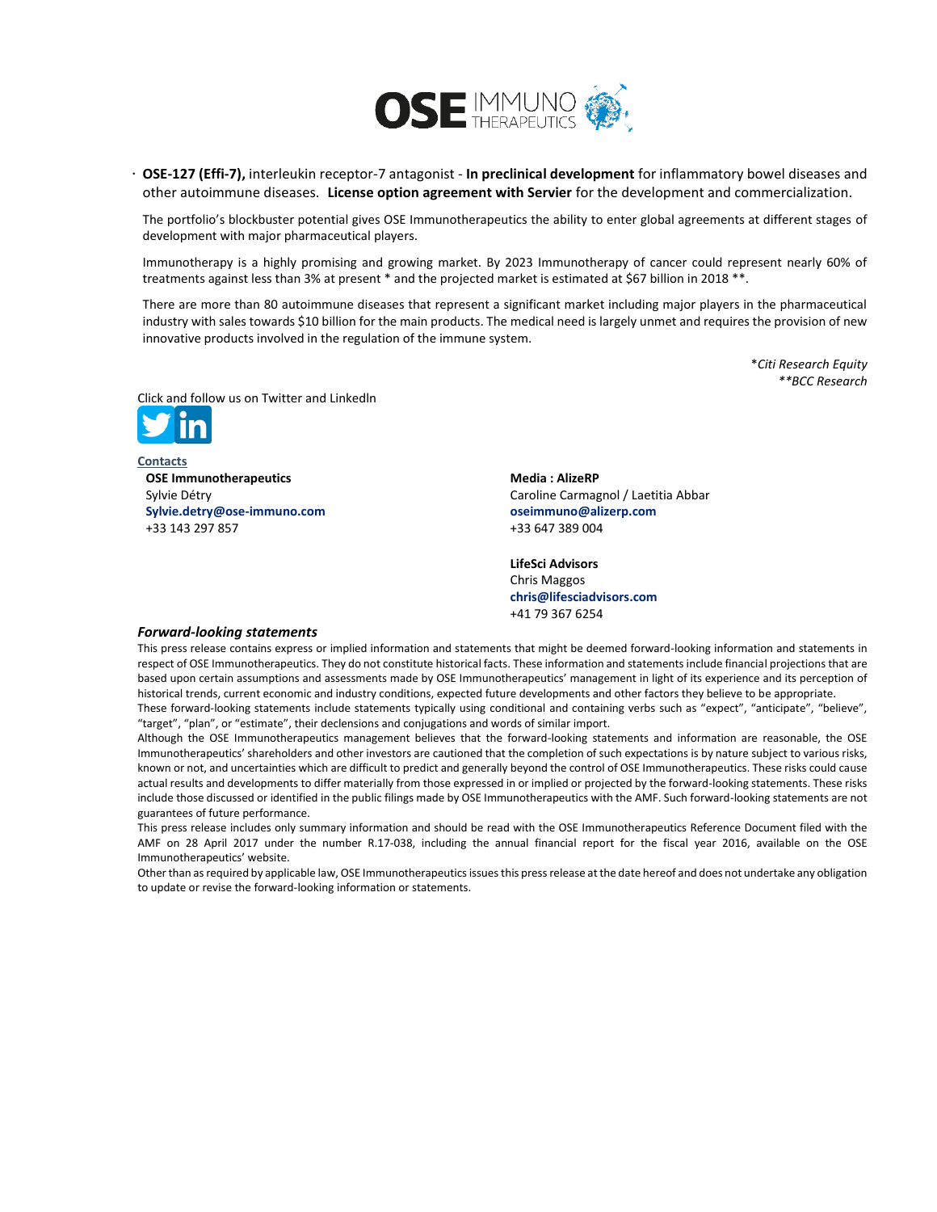- **OSE-127 (Effi-7),** interleukin receptor-7 antagonist - **In preclinical development** for inflammatory bowel diseases and other autoimmune diseases. **License option agreement with Servier** for the development and commercialization.

The portfolio's blockbuster potential gives OSE Immunotherapeutics the ability to enter global agreements at different stages of development with major pharmaceutical players.

Immunotherapy is a highly promising and growing market. By 2023 Immunotherapy of cancer could represent nearly 60% of treatments against less than 3% at present * and the projected market is estimated at $67 billion in 2018 **.

There are more than 80 autoimmune diseases that represent a significant market including major players in the pharmaceutical industry with sales towards $10 billion for the main products. The medical need is largely unmet and requires the provision of new innovative products involved in the regulation of the immune system.

*\*Citi Research Equity*
*\*\*BCC Research*

Click and follow us on Twitter and LinkedIn

**Contacts**

**OSE Immunotherapeutics**
Sylvie Détry
**Sylvie.detry@ose-immuno.com**
+33 143 297 857

**Media : AlizeRP**
Caroline Carmagnol / Laetitia Abbar
**oseimmuno@alizerp.com**
+33 647 389 004

**LifeSci Advisors**
Chris Maggos
**chris@lifesciadvisors.com**
+41 79 367 6254

***Forward-looking statements***

This press release contains express or implied information and statements that might be deemed forward-looking information and statements in respect of OSE Immunotherapeutics. They do not constitute historical facts. These information and statements include financial projections that are based upon certain assumptions and assessments made by OSE Immunotherapeutics' management in light of its experience and its perception of historical trends, current economic and industry conditions, expected future developments and other factors they believe to be appropriate.

These forward-looking statements include statements typically using conditional and containing verbs such as "expect", "anticipate", "believe", "target", "plan", or "estimate", their declensions and conjugations and words of similar import.

Although the OSE Immunotherapeutics management believes that the forward-looking statements and information are reasonable, the OSE Immunotherapeutics' shareholders and other investors are cautioned that the completion of such expectations is by nature subject to various risks, known or not, and uncertainties which are difficult to predict and generally beyond the control of OSE Immunotherapeutics. These risks could cause actual results and developments to differ materially from those expressed in or implied or projected by the forward-looking statements. These risks include those discussed or identified in the public filings made by OSE Immunotherapeutics with the AMF. Such forward-looking statements are not guarantees of future performance.

This press release includes only summary information and should be read with the OSE Immunotherapeutics Reference Document filed with the AMF on 28 April 2017 under the number R.17-038, including the annual financial report for the fiscal year 2016, available on the OSE Immunotherapeutics' website.

Other than as required by applicable law, OSE Immunotherapeutics issues this press release at the date hereof and does not undertake any obligation to update or revise the forward-looking information or statements.